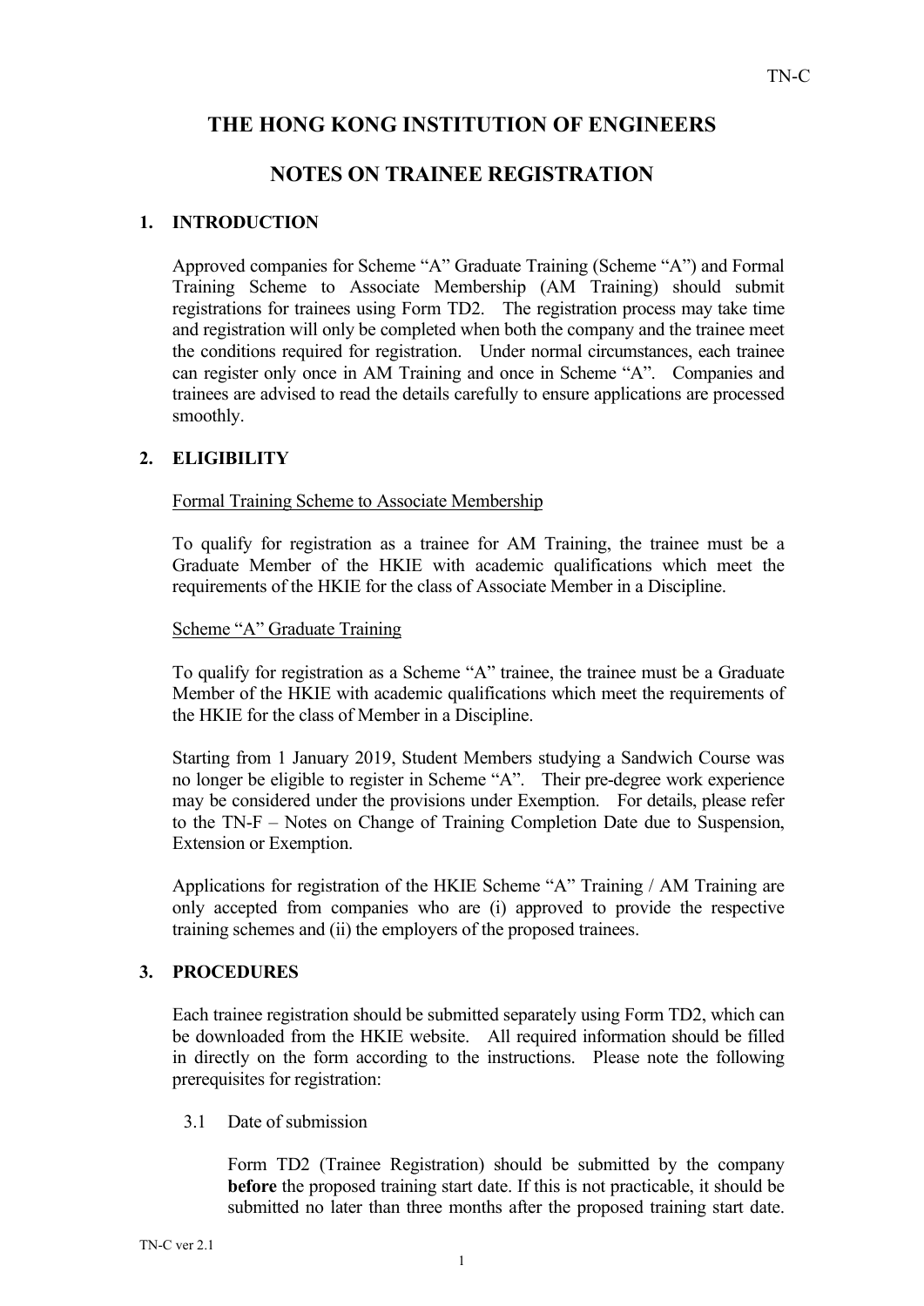# THE HONG KONG INSTITUTION OF ENGINEERS

# NOTES ON TRAINEE REGISTRATION

## 1. INTRODUCTION

Approved companies for Scheme "A" Graduate Training (Scheme "A") and Formal Training Scheme to Associate Membership (AM Training) should submit registrations for trainees using Form TD2. The registration process may take time and registration will only be completed when both the company and the trainee meet the conditions required for registration. Under normal circumstances, each trainee can register only once in AM Training and once in Scheme "A". Companies and trainees are advised to read the details carefully to ensure applications are processed smoothly.

## 2. ELIGIBILITY

<u>Formal Training Scheme to Associate Membership</u>

To qualify for registration as a trainee for AM Training, the trainee must be a Graduate Member of the HKIE with academic qualifications which meet the requirements of the HKIE for the class of Associate Member in a Discipline.

<u>Scheme "A" Graduate Training</u>

To qualify for registration as a Scheme "A" trainee, the trainee must be a Graduate Member of the HKIE with academic qualifications which meet the requirements of the HKIE for the class of Member in a Discipline.

Starting from 1 January 2019, Student Members studying a Sandwich Course was no longer be eligible to register in Scheme "A". Their pre-degree work experience may be considered under the provisions under Exemption. For details, please refer to the TN-F – Notes on Change of Training Completion Date due to Suspension, Extension or Exemption.

Applications for registration of the HKIE Scheme "A" Training / AM Training are only accepted from companies who are (i) approved to provide the respective training schemes and (ii) the employers of the proposed trainees.

## 3. PROCEDURES

Each trainee registration should be submitted separately using Form TD2, which can be downloaded from the HKIE website. All required information should be filled in directly on the form according to the instructions. Please note the following prerequisites for registration:

3.1 Date of submission

Form TD2 (Trainee Registration) should be submitted by the company **before** the proposed training start date. If this is not practicable, it should be submitted no later than three months after the proposed training start date.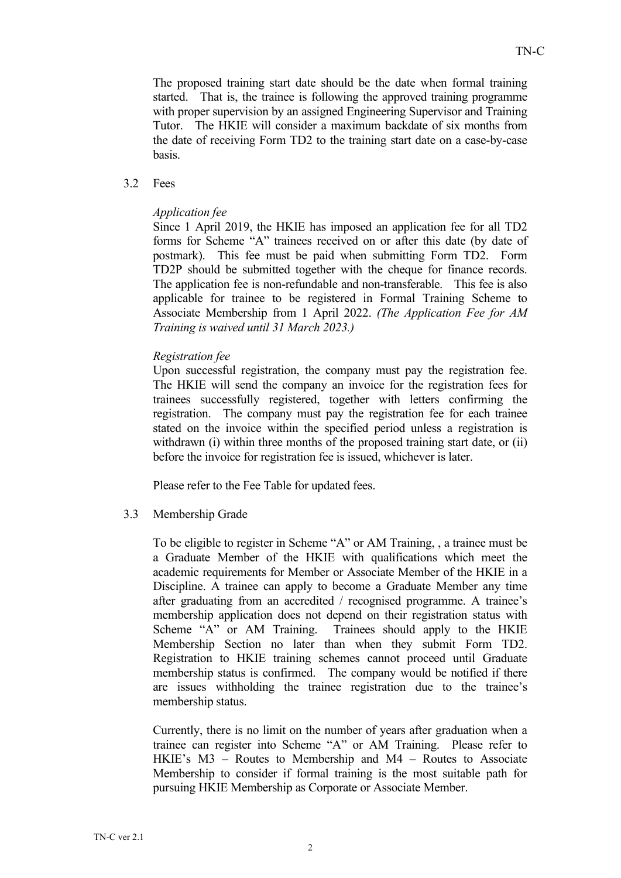The proposed training start date should be the date when formal training started. That is, the trainee is following the approved training programme with proper supervision by an assigned Engineering Supervisor and Training Tutor. The HKIE will consider a maximum backdate of six months from the date of receiving Form TD2 to the training start date on a case-by-case basis.

### 3.2 Fees

*Application fee*

Since 1 April 2019, the HKIE has imposed an application fee for all TD2 forms for Scheme "A" trainees received on or after this date (by date of postmark). This fee must be paid when submitting Form TD2. Form TD2P should be submitted together with the cheque for finance records. The application fee is non-refundable and non-transferable. This fee is also applicable for trainee to be registered in Formal Training Scheme to Associate Membership from 1 April 2022. *(The Application Fee for AM Training is waived until 31 March 2023.)*

*Registration fee*

Upon successful registration, the company must pay the registration fee. The HKIE will send the company an invoice for the registration fees for trainees successfully registered, together with letters confirming the registration. The company must pay the registration fee for each trainee stated on the invoice within the specified period unless a registration is withdrawn (i) within three months of the proposed training start date, or (ii) before the invoice for registration fee is issued, whichever is later.

Please refer to the Fee Table for updated fees.

### 3.3 Membership Grade

To be eligible to register in Scheme "A" or AM Training, , a trainee must be a Graduate Member of the HKIE with qualifications which meet the academic requirements for Member or Associate Member of the HKIE in a Discipline. A trainee can apply to become a Graduate Member any time after graduating from an accredited / recognised programme. A trainee's membership application does not depend on their registration status with Scheme "A" or AM Training. Trainees should apply to the HKIE Membership Section no later than when they submit Form TD2. Registration to HKIE training schemes cannot proceed until Graduate membership status is confirmed. The company would be notified if there are issues withholding the trainee registration due to the trainee's membership status.

Currently, there is no limit on the number of years after graduation when a trainee can register into Scheme "A" or AM Training. Please refer to HKIE's M3 – Routes to Membership and M4 – Routes to Associate Membership to consider if formal training is the most suitable path for pursuing HKIE Membership as Corporate or Associate Member.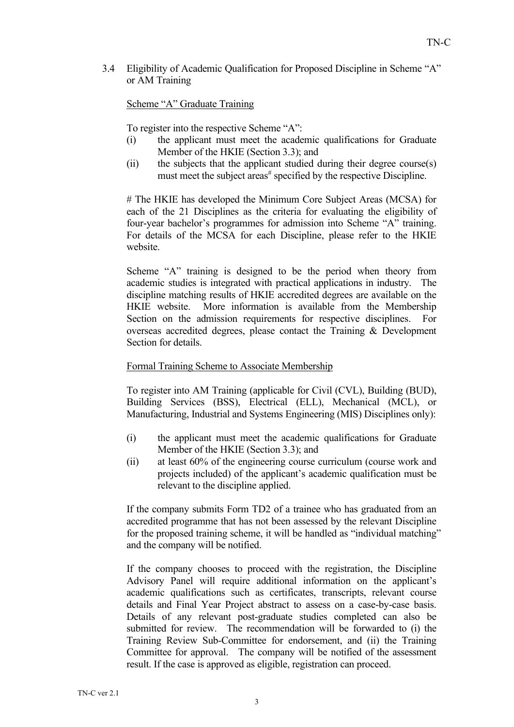### 3.4 Eligibility of Academic Qualification for Proposed Discipline in Scheme "A" or AM Training

<u>Scheme "A" Graduate Training</u>

To register into the respective Scheme "A":

(i) the applicant must meet the academic qualifications for Graduate Member of the HKIE (Section 3.3); and

(ii) the subjects that the applicant studied during their degree course(s) must meet the subject areas[#] specified by the respective Discipline.

# The HKIE has developed the Minimum Core Subject Areas (MCSA) for each of the 21 Disciplines as the criteria for evaluating the eligibility of four-year bachelor's programmes for admission into Scheme "A" training. For details of the MCSA for each Discipline, please refer to the HKIE website.

Scheme "A" training is designed to be the period when theory from academic studies is integrated with practical applications in industry. The discipline matching results of HKIE accredited degrees are available on the HKIE website. More information is available from the Membership Section on the admission requirements for respective disciplines. For overseas accredited degrees, please contact the Training & Development Section for details.

<u>Formal Training Scheme to Associate Membership</u>

To register into AM Training (applicable for Civil (CVL), Building (BUD), Building Services (BSS), Electrical (ELL), Mechanical (MCL), or Manufacturing, Industrial and Systems Engineering (MIS) Disciplines only):

(i) the applicant must meet the academic qualifications for Graduate Member of the HKIE (Section 3.3); and

(ii) at least 60% of the engineering course curriculum (course work and projects included) of the applicant's academic qualification must be relevant to the discipline applied.

If the company submits Form TD2 of a trainee who has graduated from an accredited programme that has not been assessed by the relevant Discipline for the proposed training scheme, it will be handled as "individual matching" and the company will be notified.

If the company chooses to proceed with the registration, the Discipline Advisory Panel will require additional information on the applicant's academic qualifications such as certificates, transcripts, relevant course details and Final Year Project abstract to assess on a case-by-case basis. Details of any relevant post-graduate studies completed can also be submitted for review. The recommendation will be forwarded to (i) the Training Review Sub-Committee for endorsement, and (ii) the Training Committee for approval. The company will be notified of the assessment result. If the case is approved as eligible, registration can proceed.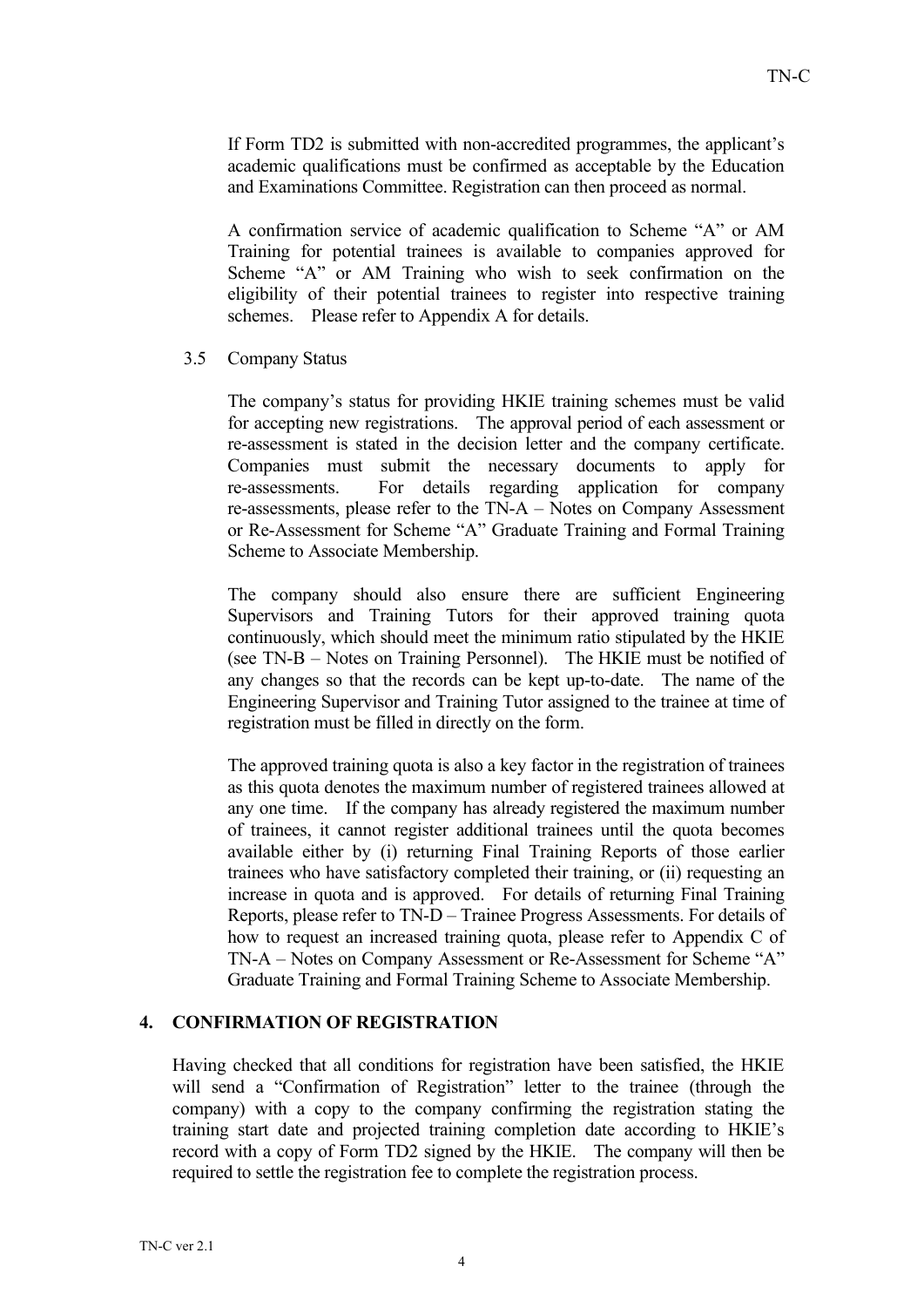If Form TD2 is submitted with non-accredited programmes, the applicant's academic qualifications must be confirmed as acceptable by the Education and Examinations Committee. Registration can then proceed as normal.

A confirmation service of academic qualification to Scheme "A" or AM Training for potential trainees is available to companies approved for Scheme "A" or AM Training who wish to seek confirmation on the eligibility of their potential trainees to register into respective training schemes. Please refer to Appendix A for details.

### 3.5 Company Status

The company's status for providing HKIE training schemes must be valid for accepting new registrations. The approval period of each assessment or re-assessment is stated in the decision letter and the company certificate. Companies must submit the necessary documents to apply for re-assessments. For details regarding application for company re-assessments, please refer to the TN-A – Notes on Company Assessment or Re-Assessment for Scheme "A" Graduate Training and Formal Training Scheme to Associate Membership.

The company should also ensure there are sufficient Engineering Supervisors and Training Tutors for their approved training quota continuously, which should meet the minimum ratio stipulated by the HKIE (see TN-B – Notes on Training Personnel). The HKIE must be notified of any changes so that the records can be kept up-to-date. The name of the Engineering Supervisor and Training Tutor assigned to the trainee at time of registration must be filled in directly on the form.

The approved training quota is also a key factor in the registration of trainees as this quota denotes the maximum number of registered trainees allowed at any one time. If the company has already registered the maximum number of trainees, it cannot register additional trainees until the quota becomes available either by (i) returning Final Training Reports of those earlier trainees who have satisfactory completed their training, or (ii) requesting an increase in quota and is approved. For details of returning Final Training Reports, please refer to TN-D – Trainee Progress Assessments. For details of how to request an increased training quota, please refer to Appendix C of TN-A – Notes on Company Assessment or Re-Assessment for Scheme "A" Graduate Training and Formal Training Scheme to Associate Membership.

## 4. CONFIRMATION OF REGISTRATION

Having checked that all conditions for registration have been satisfied, the HKIE will send a "Confirmation of Registration" letter to the trainee (through the company) with a copy to the company confirming the registration stating the training start date and projected training completion date according to HKIE's record with a copy of Form TD2 signed by the HKIE. The company will then be required to settle the registration fee to complete the registration process.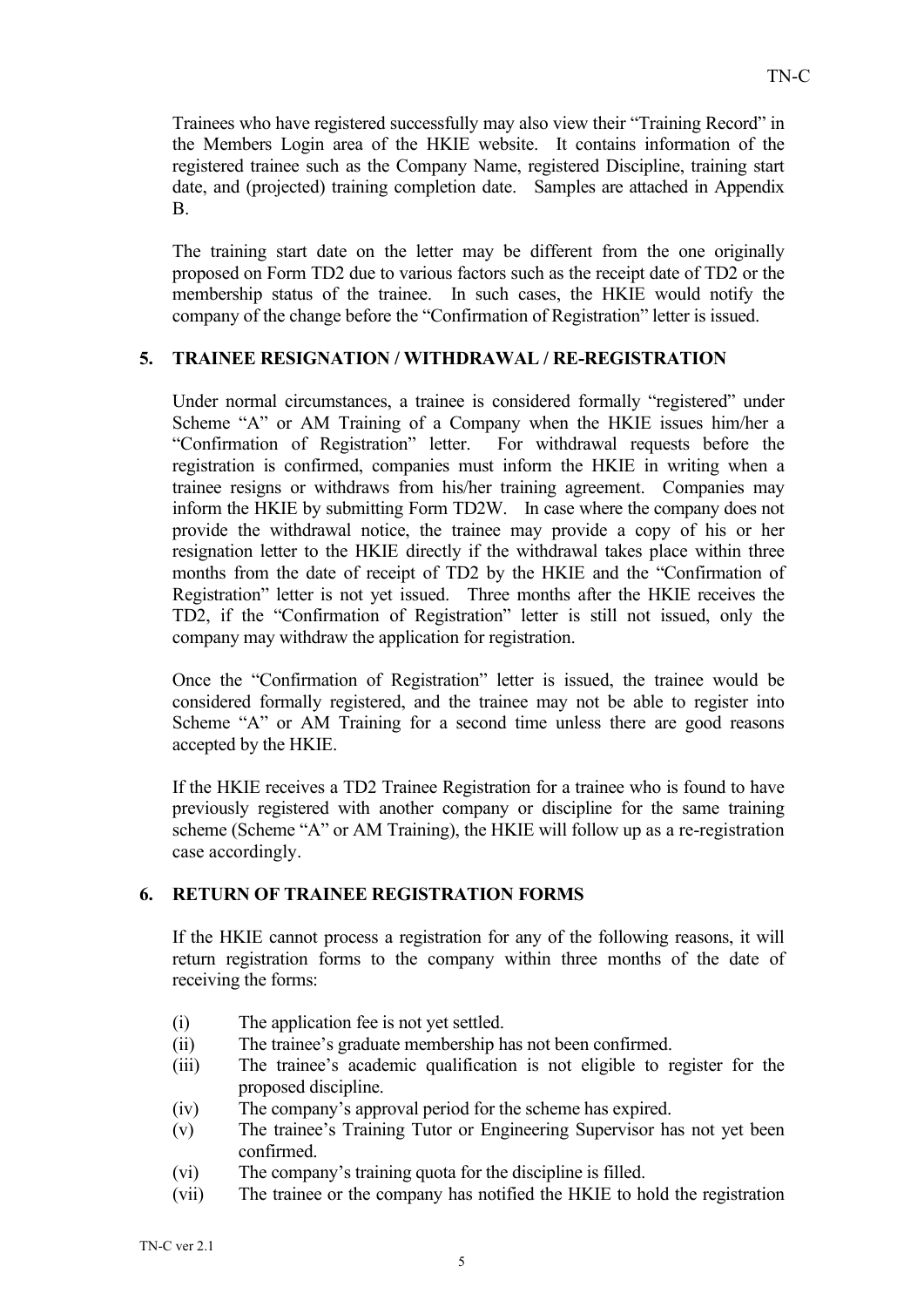Trainees who have registered successfully may also view their "Training Record" in the Members Login area of the HKIE website. It contains information of the registered trainee such as the Company Name, registered Discipline, training start date, and (projected) training completion date. Samples are attached in Appendix B.

The training start date on the letter may be different from the one originally proposed on Form TD2 due to various factors such as the receipt date of TD2 or the membership status of the trainee. In such cases, the HKIE would notify the company of the change before the "Confirmation of Registration" letter is issued.

## 5. TRAINEE RESIGNATION / WITHDRAWAL / RE-REGISTRATION

Under normal circumstances, a trainee is considered formally "registered" under Scheme "A" or AM Training of a Company when the HKIE issues him/her a "Confirmation of Registration" letter. For withdrawal requests before the registration is confirmed, companies must inform the HKIE in writing when a trainee resigns or withdraws from his/her training agreement. Companies may inform the HKIE by submitting Form TD2W. In case where the company does not provide the withdrawal notice, the trainee may provide a copy of his or her resignation letter to the HKIE directly if the withdrawal takes place within three months from the date of receipt of TD2 by the HKIE and the "Confirmation of Registration" letter is not yet issued. Three months after the HKIE receives the TD2, if the "Confirmation of Registration" letter is still not issued, only the company may withdraw the application for registration.

Once the "Confirmation of Registration" letter is issued, the trainee would be considered formally registered, and the trainee may not be able to register into Scheme "A" or AM Training for a second time unless there are good reasons accepted by the HKIE.

If the HKIE receives a TD2 Trainee Registration for a trainee who is found to have previously registered with another company or discipline for the same training scheme (Scheme "A" or AM Training), the HKIE will follow up as a re-registration case accordingly.

## 6. RETURN OF TRAINEE REGISTRATION FORMS

If the HKIE cannot process a registration for any of the following reasons, it will return registration forms to the company within three months of the date of receiving the forms:

- (i) The application fee is not yet settled.
- (ii) The trainee's graduate membership has not been confirmed.
- (iii) The trainee's academic qualification is not eligible to register for the proposed discipline.
- (iv) The company's approval period for the scheme has expired.
- (v) The trainee's Training Tutor or Engineering Supervisor has not yet been confirmed.
- (vi) The company's training quota for the discipline is filled.
- (vii) The trainee or the company has notified the HKIE to hold the registration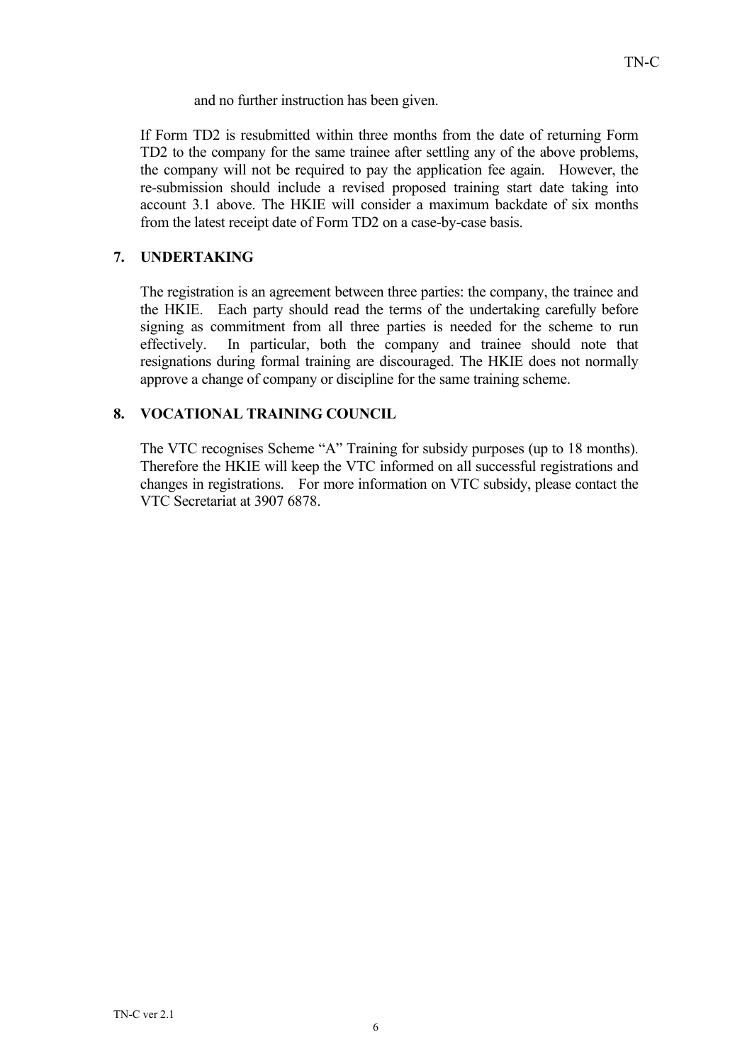and no further instruction has been given.

If Form TD2 is resubmitted within three months from the date of returning Form TD2 to the company for the same trainee after settling any of the above problems, the company will not be required to pay the application fee again. However, the re-submission should include a revised proposed training start date taking into account 3.1 above. The HKIE will consider a maximum backdate of six months from the latest receipt date of Form TD2 on a case-by-case basis.

## 7. UNDERTAKING

The registration is an agreement between three parties: the company, the trainee and the HKIE. Each party should read the terms of the undertaking carefully before signing as commitment from all three parties is needed for the scheme to run effectively. In particular, both the company and trainee should note that resignations during formal training are discouraged. The HKIE does not normally approve a change of company or discipline for the same training scheme.

## 8. VOCATIONAL TRAINING COUNCIL

The VTC recognises Scheme "A" Training for subsidy purposes (up to 18 months). Therefore the HKIE will keep the VTC informed on all successful registrations and changes in registrations. For more information on VTC subsidy, please contact the VTC Secretariat at 3907 6878.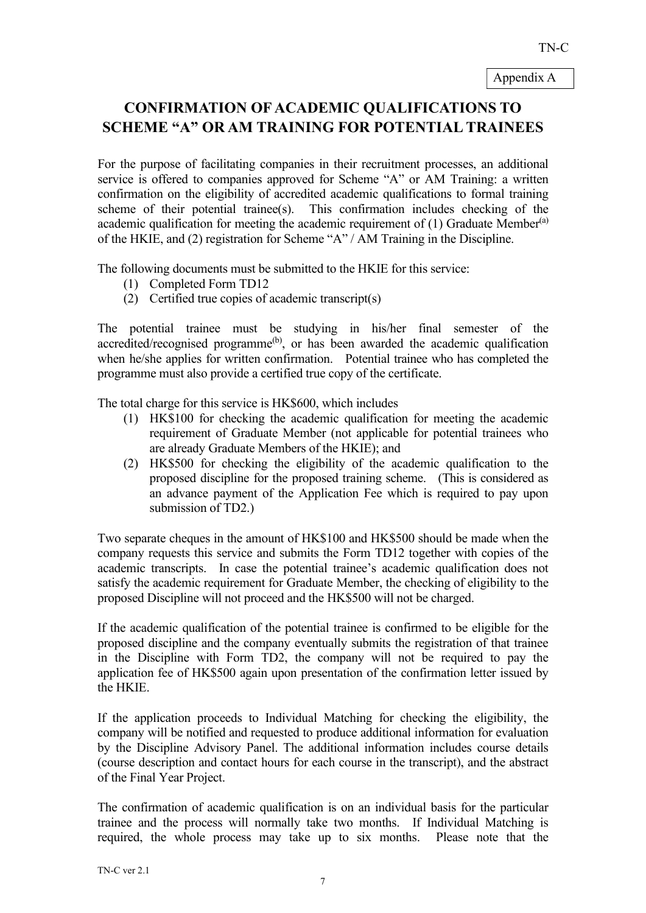Appendix A

# CONFIRMATION OF ACADEMIC QUALIFICATIONS TO SCHEME "A" OR AM TRAINING FOR POTENTIAL TRAINEES

For the purpose of facilitating companies in their recruitment processes, an additional service is offered to companies approved for Scheme "A" or AM Training: a written confirmation on the eligibility of accredited academic qualifications to formal training scheme of their potential trainee(s). This confirmation includes checking of the academic qualification for meeting the academic requirement of (1) Graduate Member[(a)] of the HKIE, and (2) registration for Scheme "A" / AM Training in the Discipline.

The following documents must be submitted to the HKIE for this service:

1. Completed Form TD12
2. Certified true copies of academic transcript(s)

The potential trainee must be studying in his/her final semester of the accredited/recognised programme[(b)], or has been awarded the academic qualification when he/she applies for written confirmation. Potential trainee who has completed the programme must also provide a certified true copy of the certificate.

The total charge for this service is HK$600, which includes

1. HK$100 for checking the academic qualification for meeting the academic requirement of Graduate Member (not applicable for potential trainees who are already Graduate Members of the HKIE); and
2. HK$500 for checking the eligibility of the academic qualification to the proposed discipline for the proposed training scheme. (This is considered as an advance payment of the Application Fee which is required to pay upon submission of TD2.)

Two separate cheques in the amount of HK$100 and HK$500 should be made when the company requests this service and submits the Form TD12 together with copies of the academic transcripts. In case the potential trainee's academic qualification does not satisfy the academic requirement for Graduate Member, the checking of eligibility to the proposed Discipline will not proceed and the HK$500 will not be charged.

If the academic qualification of the potential trainee is confirmed to be eligible for the proposed discipline and the company eventually submits the registration of that trainee in the Discipline with Form TD2, the company will not be required to pay the application fee of HK$500 again upon presentation of the confirmation letter issued by the HKIE.

If the application proceeds to Individual Matching for checking the eligibility, the company will be notified and requested to produce additional information for evaluation by the Discipline Advisory Panel. The additional information includes course details (course description and contact hours for each course in the transcript), and the abstract of the Final Year Project.

The confirmation of academic qualification is on an individual basis for the particular trainee and the process will normally take two months. If Individual Matching is required, the whole process may take up to six months. Please note that the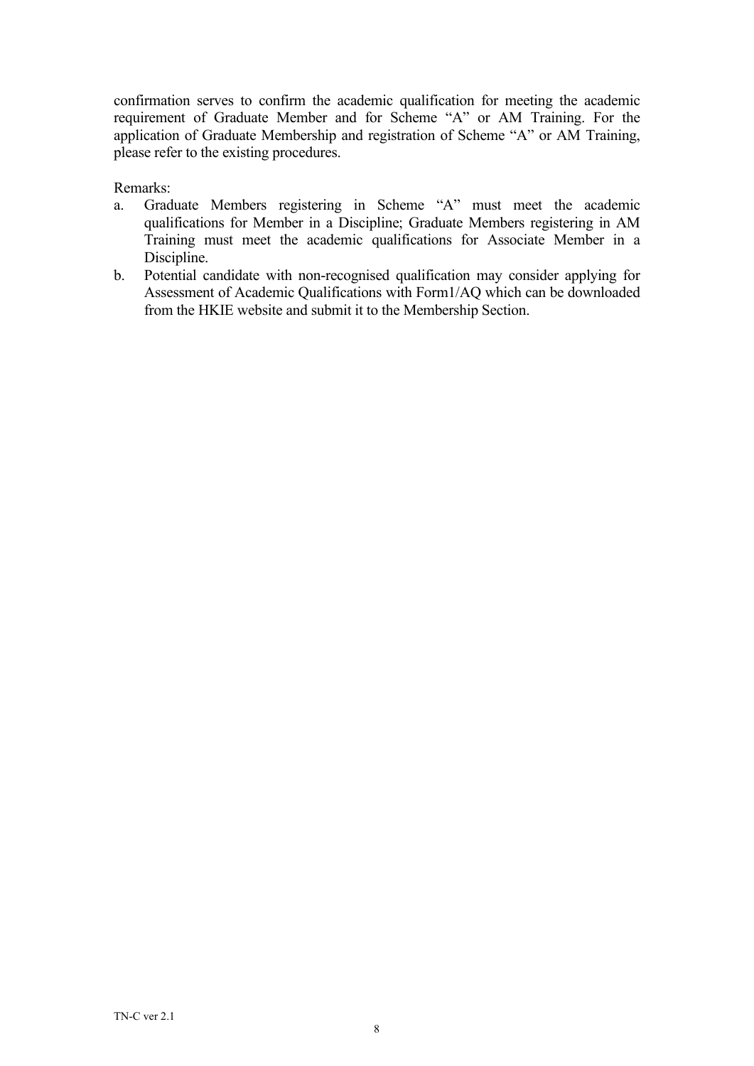confirmation serves to confirm the academic qualification for meeting the academic requirement of Graduate Member and for Scheme "A" or AM Training. For the application of Graduate Membership and registration of Scheme "A" or AM Training, please refer to the existing procedures.

Remarks:

a. Graduate Members registering in Scheme "A" must meet the academic qualifications for Member in a Discipline; Graduate Members registering in AM Training must meet the academic qualifications for Associate Member in a Discipline.
b. Potential candidate with non-recognised qualification may consider applying for Assessment of Academic Qualifications with Form1/AQ which can be downloaded from the HKIE website and submit it to the Membership Section.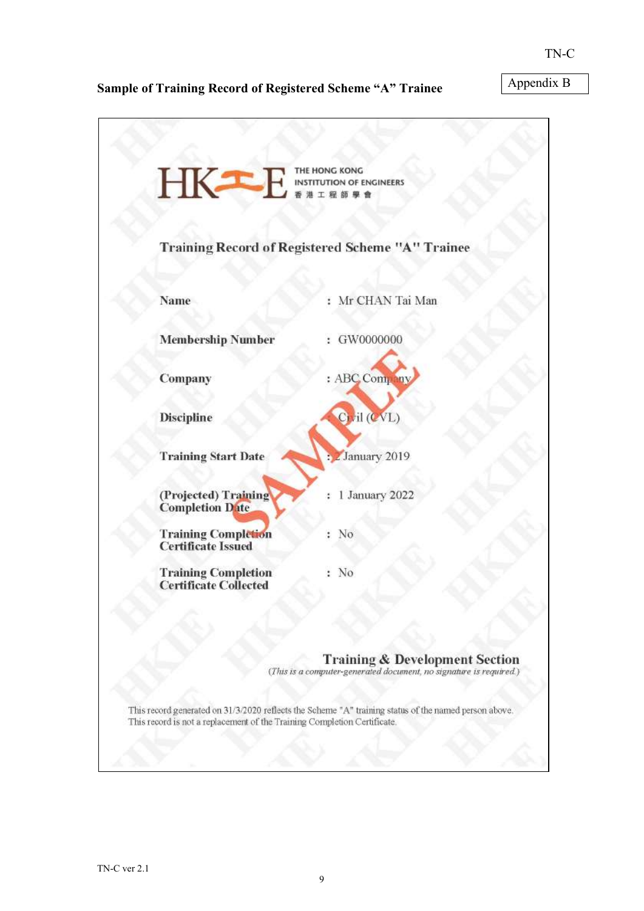Appendix B

**Sample of Training Record of Registered Scheme "A" Trainee**

THE HONG KONG INSTITUTION OF ENGINEERS
香港工程師學會

## Training Record of Registered Scheme "A" Trainee

| | |
|---|---|
| **Name** | : Mr CHAN Tai Man |
| **Membership Number** | : GW0000000 |
| **Company** | : ABC Company |
| **Discipline** | : Civil (CVL) |
| **Training Start Date** | : 2 January 2019 |
| **(Projected) Training Completion Date** | : 1 January 2022 |
| **Training Completion Certificate Issued** | : No |
| **Training Completion Certificate Collected** | : No |

SAMPLE

**Training & Development Section**
*(This is a computer-generated document, no signature is required.)*

This record generated on 31/3/2020 reflects the Scheme "A" training status of the named person above.
This record is not a replacement of the Training Completion Certificate.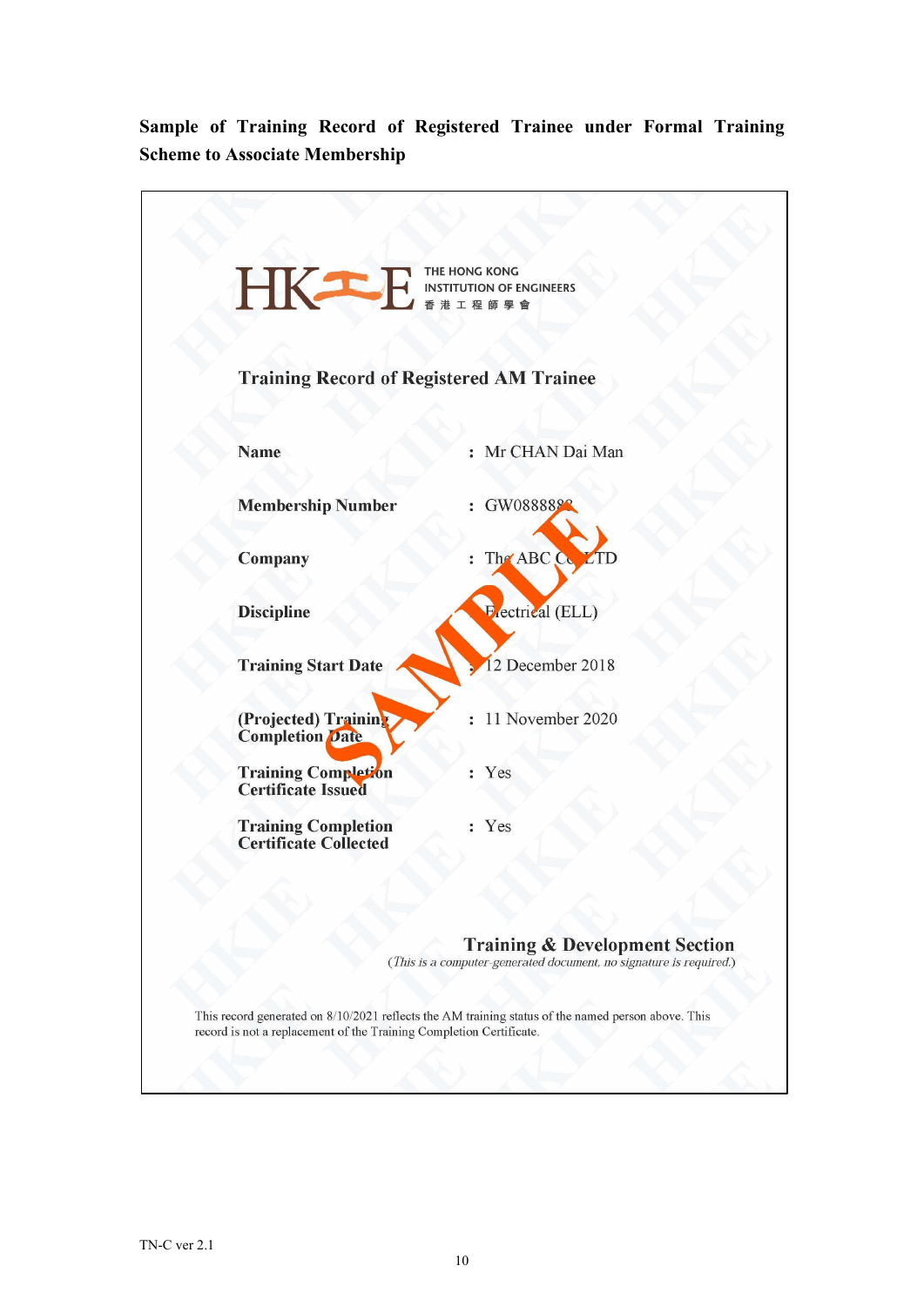**Sample of Training Record of Registered Trainee under Formal Training Scheme to Associate Membership**

THE HONG KONG INSTITUTION OF ENGINEERS
香港工程師學會

## Training Record of Registered AM Trainee

| | | |
|---|---|---|
| **Name** | : | Mr CHAN Dai Man |
| **Membership Number** | : | GW0888888 |
| **Company** | : | The ABC Co LTD |
| **Discipline** | : | Electrical (ELL) |
| **Training Start Date** | : | 12 December 2018 |
| **(Projected) Training Completion Date** | : | 11 November 2020 |
| **Training Completion Certificate Issued** | : | Yes |
| **Training Completion Certificate Collected** | : | Yes |

SAMPLE

**Training & Development Section**
*(This is a computer-generated document, no signature is required.)*

This record generated on 8/10/2021 reflects the AM training status of the named person above. This record is not a replacement of the Training Completion Certificate.

TN-C ver 2.1